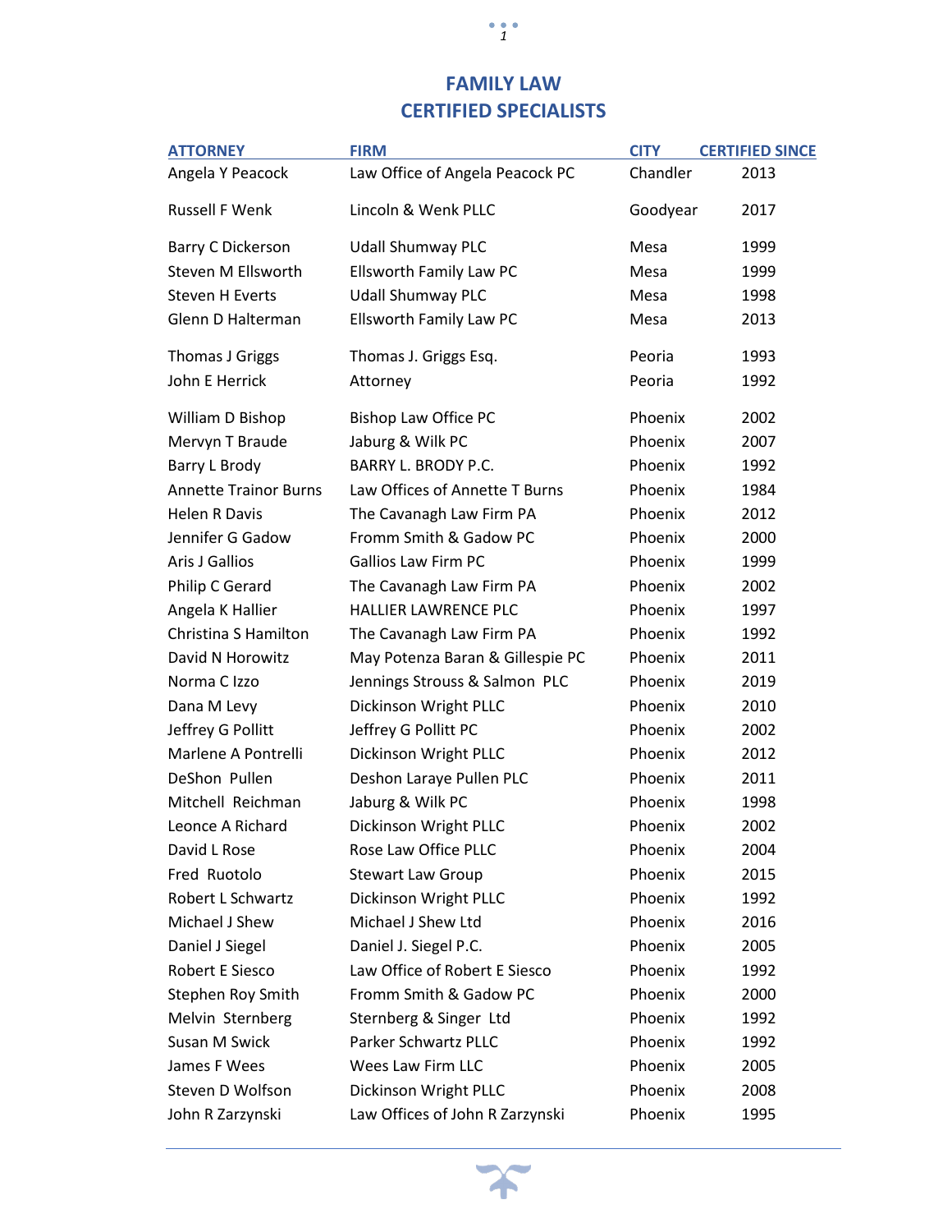# FAMILY LAW
# CERTIFIED SPECIALISTS

| ATTORNEY | FIRM | CITY | CERTIFIED SINCE |
|---|---|---|---|
| Angela Y Peacock | Law Office of Angela Peacock PC | Chandler | 2013 |
| Russell F Wenk | Lincoln & Wenk PLLC | Goodyear | 2017 |
| Barry C Dickerson | Udall Shumway PLC | Mesa | 1999 |
| Steven M Ellsworth | Ellsworth Family Law PC | Mesa | 1999 |
| Steven H Everts | Udall Shumway PLC | Mesa | 1998 |
| Glenn D Halterman | Ellsworth Family Law PC | Mesa | 2013 |
| Thomas J Griggs | Thomas J. Griggs Esq. | Peoria | 1993 |
| John E Herrick | Attorney | Peoria | 1992 |
| William D Bishop | Bishop Law Office PC | Phoenix | 2002 |
| Mervyn T Braude | Jaburg & Wilk PC | Phoenix | 2007 |
| Barry L Brody | BARRY L. BRODY P.C. | Phoenix | 1992 |
| Annette Trainor Burns | Law Offices of Annette T Burns | Phoenix | 1984 |
| Helen R Davis | The Cavanagh Law Firm PA | Phoenix | 2012 |
| Jennifer G Gadow | Fromm Smith & Gadow PC | Phoenix | 2000 |
| Aris J Gallios | Gallios Law Firm PC | Phoenix | 1999 |
| Philip C Gerard | The Cavanagh Law Firm PA | Phoenix | 2002 |
| Angela K Hallier | HALLIER LAWRENCE PLC | Phoenix | 1997 |
| Christina S Hamilton | The Cavanagh Law Firm PA | Phoenix | 1992 |
| David N Horowitz | May Potenza Baran & Gillespie PC | Phoenix | 2011 |
| Norma C Izzo | Jennings Strouss & Salmon PLC | Phoenix | 2019 |
| Dana M Levy | Dickinson Wright PLLC | Phoenix | 2010 |
| Jeffrey G Pollitt | Jeffrey G Pollitt PC | Phoenix | 2002 |
| Marlene A Pontrelli | Dickinson Wright PLLC | Phoenix | 2012 |
| DeShon Pullen | Deshon Laraye Pullen PLC | Phoenix | 2011 |
| Mitchell Reichman | Jaburg & Wilk PC | Phoenix | 1998 |
| Leonce A Richard | Dickinson Wright PLLC | Phoenix | 2002 |
| David L Rose | Rose Law Office PLLC | Phoenix | 2004 |
| Fred Ruotolo | Stewart Law Group | Phoenix | 2015 |
| Robert L Schwartz | Dickinson Wright PLLC | Phoenix | 1992 |
| Michael J Shew | Michael J Shew Ltd | Phoenix | 2016 |
| Daniel J Siegel | Daniel J. Siegel P.C. | Phoenix | 2005 |
| Robert E Siesco | Law Office of Robert E Siesco | Phoenix | 1992 |
| Stephen Roy Smith | Fromm Smith & Gadow PC | Phoenix | 2000 |
| Melvin Sternberg | Sternberg & Singer Ltd | Phoenix | 1992 |
| Susan M Swick | Parker Schwartz PLLC | Phoenix | 1992 |
| James F Wees | Wees Law Firm LLC | Phoenix | 2005 |
| Steven D Wolfson | Dickinson Wright PLLC | Phoenix | 2008 |
| John R Zarzynski | Law Offices of John R Zarzynski | Phoenix | 1995 |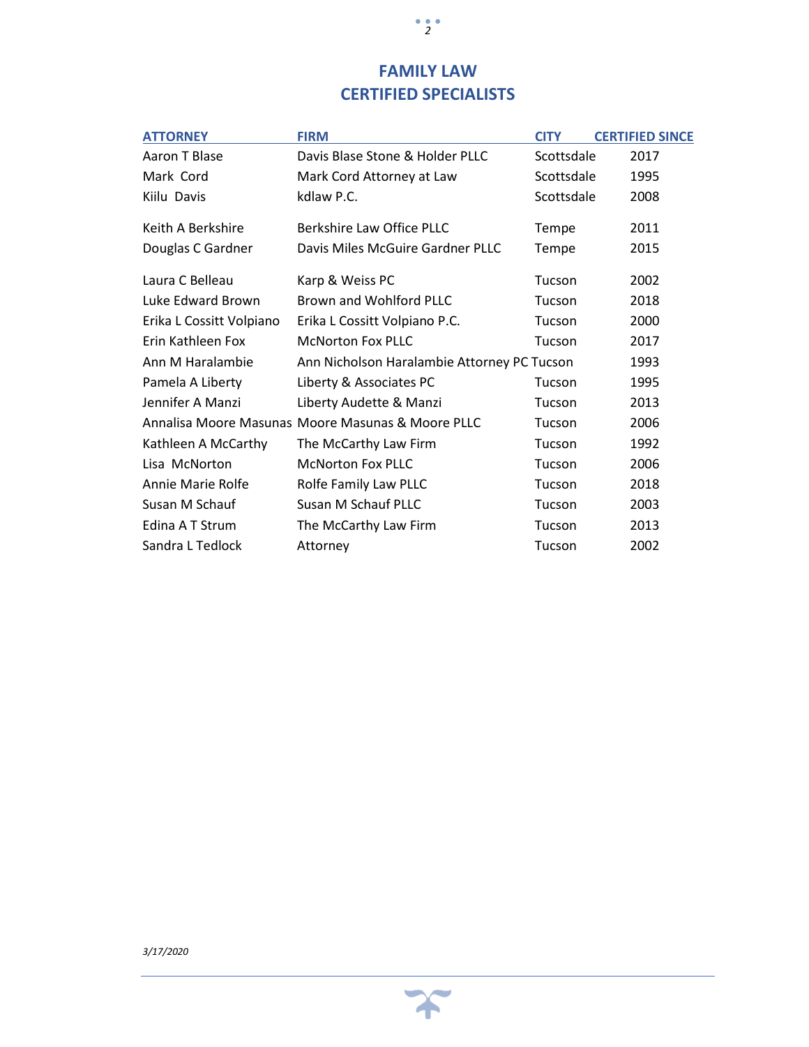# FAMILY LAW
# CERTIFIED SPECIALISTS

| ATTORNEY | FIRM | CITY | CERTIFIED SINCE |
|---|---|---|---|
| Aaron T Blase | Davis Blase Stone & Holder PLLC | Scottsdale | 2017 |
| Mark Cord | Mark Cord Attorney at Law | Scottsdale | 1995 |
| Kiilu Davis | kdlaw P.C. | Scottsdale | 2008 |
| Keith A Berkshire | Berkshire Law Office PLLC | Tempe | 2011 |
| Douglas C Gardner | Davis Miles McGuire Gardner PLLC | Tempe | 2015 |
| Laura C Belleau | Karp & Weiss PC | Tucson | 2002 |
| Luke Edward Brown | Brown and Wohlford PLLC | Tucson | 2018 |
| Erika L Cossitt Volpiano | Erika L Cossitt Volpiano P.C. | Tucson | 2000 |
| Erin Kathleen Fox | McNorton Fox PLLC | Tucson | 2017 |
| Ann M Haralambie | Ann Nicholson Haralambie Attorney PC | Tucson | 1993 |
| Pamela A Liberty | Liberty & Associates PC | Tucson | 1995 |
| Jennifer A Manzi | Liberty Audette & Manzi | Tucson | 2013 |
| Annalisa Moore Masunas | Moore Masunas & Moore PLLC | Tucson | 2006 |
| Kathleen A McCarthy | The McCarthy Law Firm | Tucson | 1992 |
| Lisa McNorton | McNorton Fox PLLC | Tucson | 2006 |
| Annie Marie Rolfe | Rolfe Family Law PLLC | Tucson | 2018 |
| Susan M Schauf | Susan M Schauf PLLC | Tucson | 2003 |
| Edina A T Strum | The McCarthy Law Firm | Tucson | 2013 |
| Sandra L Tedlock | Attorney | Tucson | 2002 |

*3/17/2020*